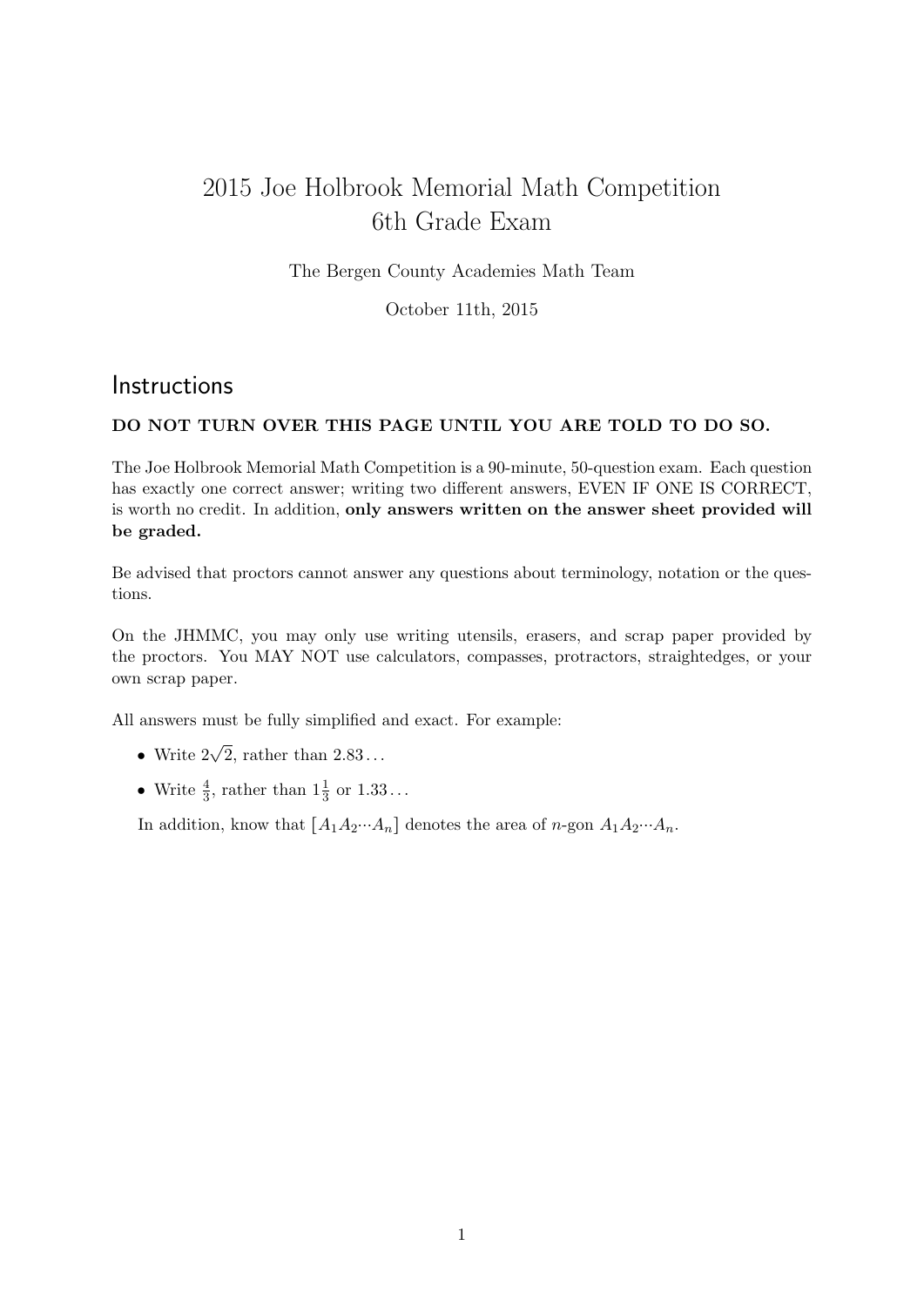# 2015 Joe Holbrook Memorial Math Competition
# 6th Grade Exam

The Bergen County Academies Math Team

October 11th, 2015

## Instructions

**DO NOT TURN OVER THIS PAGE UNTIL YOU ARE TOLD TO DO SO.**

The Joe Holbrook Memorial Math Competition is a 90-minute, 50-question exam. Each question has exactly one correct answer; writing two different answers, EVEN IF ONE IS CORRECT, is worth no credit. In addition, **only answers written on the answer sheet provided will be graded.**

Be advised that proctors cannot answer any questions about terminology, notation or the questions.

On the JHMMC, you may only use writing utensils, erasers, and scrap paper provided by the proctors. You MAY NOT use calculators, compasses, protractors, straightedges, or your own scrap paper.

All answers must be fully simplified and exact. For example:

- Write $2\sqrt{2}$, rather than $2.83\ldots$
- Write $\frac{4}{3}$, rather than $1\frac{1}{3}$ or $1.33\ldots$

In addition, know that $[A_1A_2 \cdots A_n]$ denotes the area of $n$-gon $A_1A_2 \cdots A_n$.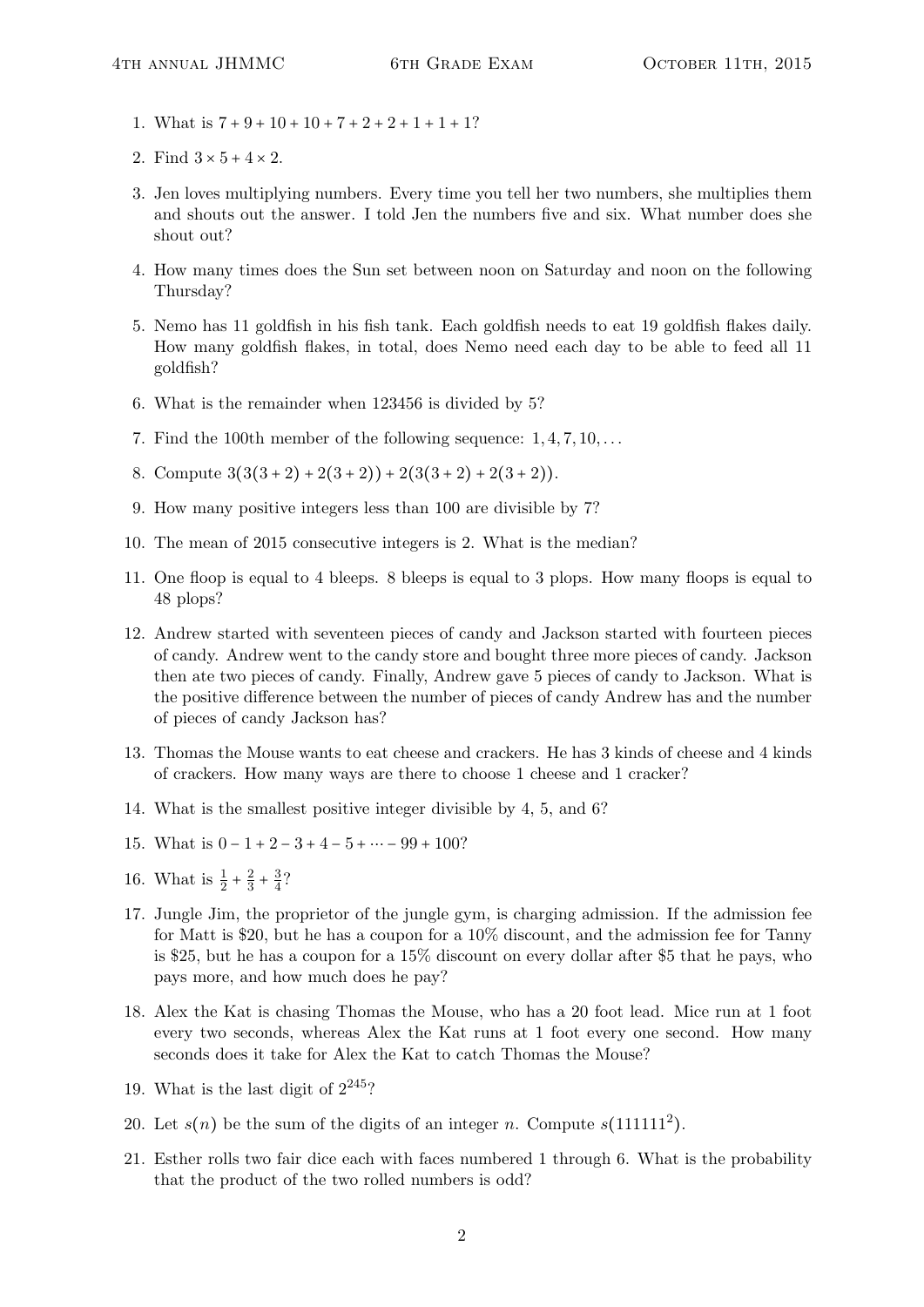1. What is $7 + 9 + 10 + 10 + 7 + 2 + 2 + 1 + 1 + 1$?

2. Find $3 \times 5 + 4 \times 2$.

3. Jen loves multiplying numbers. Every time you tell her two numbers, she multiplies them and shouts out the answer. I told Jen the numbers five and six. What number does she shout out?

4. How many times does the Sun set between noon on Saturday and noon on the following Thursday?

5. Nemo has 11 goldfish in his fish tank. Each goldfish needs to eat 19 goldfish flakes daily. How many goldfish flakes, in total, does Nemo need each day to be able to feed all 11 goldfish?

6. What is the remainder when 123456 is divided by 5?

7. Find the 100th member of the following sequence: $1, 4, 7, 10, \ldots$

8. Compute $3(3(3 + 2) + 2(3 + 2)) + 2(3(3 + 2) + 2(3 + 2))$.

9. How many positive integers less than 100 are divisible by 7?

10. The mean of 2015 consecutive integers is 2. What is the median?

11. One floop is equal to 4 bleeps. 8 bleeps is equal to 3 plops. How many floops is equal to 48 plops?

12. Andrew started with seventeen pieces of candy and Jackson started with fourteen pieces of candy. Andrew went to the candy store and bought three more pieces of candy. Jackson then ate two pieces of candy. Finally, Andrew gave 5 pieces of candy to Jackson. What is the positive difference between the number of pieces of candy Andrew has and the number of pieces of candy Jackson has?

13. Thomas the Mouse wants to eat cheese and crackers. He has 3 kinds of cheese and 4 kinds of crackers. How many ways are there to choose 1 cheese and 1 cracker?

14. What is the smallest positive integer divisible by 4, 5, and 6?

15. What is $0 - 1 + 2 - 3 + 4 - 5 + \cdots - 99 + 100$?

16. What is $\frac{1}{2} + \frac{2}{3} + \frac{3}{4}$?

17. Jungle Jim, the proprietor of the jungle gym, is charging admission. If the admission fee for Matt is \$20, but he has a coupon for a 10% discount, and the admission fee for Tanny is \$25, but he has a coupon for a 15% discount on every dollar after \$5 that he pays, who pays more, and how much does he pay?

18. Alex the Kat is chasing Thomas the Mouse, who has a 20 foot lead. Mice run at 1 foot every two seconds, whereas Alex the Kat runs at 1 foot every one second. How many seconds does it take for Alex the Kat to catch Thomas the Mouse?

19. What is the last digit of $2^{245}$?

20. Let $s(n)$ be the sum of the digits of an integer $n$. Compute $s(111111^2)$.

21. Esther rolls two fair dice each with faces numbered 1 through 6. What is the probability that the product of the two rolled numbers is odd?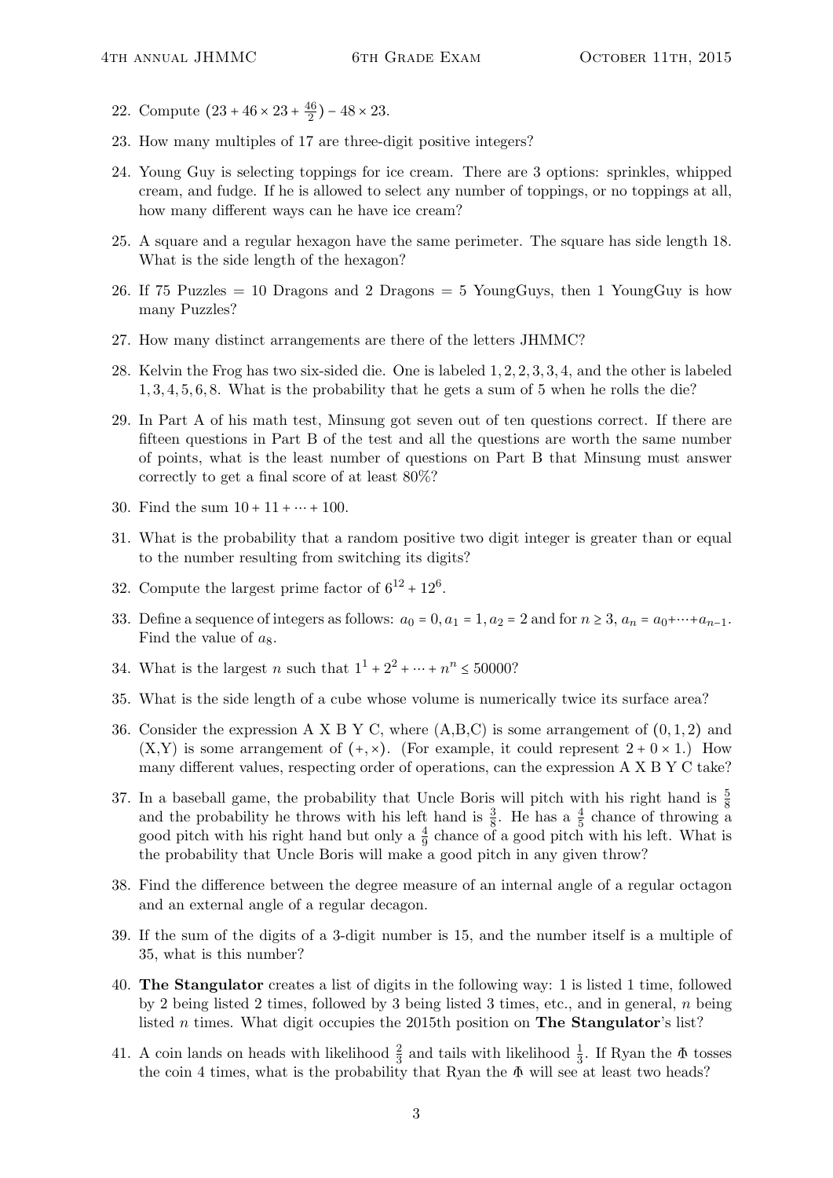22. Compute $(23 + 46 \times 23 + \frac{46}{2}) - 48 \times 23$.

23. How many multiples of 17 are three-digit positive integers?

24. Young Guy is selecting toppings for ice cream. There are 3 options: sprinkles, whipped cream, and fudge. If he is allowed to select any number of toppings, or no toppings at all, how many different ways can he have ice cream?

25. A square and a regular hexagon have the same perimeter. The square has side length 18. What is the side length of the hexagon?

26. If 75 Puzzles = 10 Dragons and 2 Dragons = 5 YoungGuys, then 1 YoungGuy is how many Puzzles?

27. How many distinct arrangements are there of the letters JHMMC?

28. Kelvin the Frog has two six-sided die. One is labeled $1, 2, 2, 3, 3, 4$, and the other is labeled $1, 3, 4, 5, 6, 8$. What is the probability that he gets a sum of 5 when he rolls the die?

29. In Part A of his math test, Minsung got seven out of ten questions correct. If there are fifteen questions in Part B of the test and all the questions are worth the same number of points, what is the least number of questions on Part B that Minsung must answer correctly to get a final score of at least 80%?

30. Find the sum $10 + 11 + \cdots + 100$.

31. What is the probability that a random positive two digit integer is greater than or equal to the number resulting from switching its digits?

32. Compute the largest prime factor of $6^{12} + 12^6$.

33. Define a sequence of integers as follows: $a_0 = 0, a_1 = 1, a_2 = 2$ and for $n \geq 3$, $a_n = a_0 + \cdots + a_{n-1}$. Find the value of $a_8$.

34. What is the largest $n$ such that $1^1 + 2^2 + \cdots + n^n \leq 50000$?

35. What is the side length of a cube whose volume is numerically twice its surface area?

36. Consider the expression A X B Y C, where (A,B,C) is some arrangement of $(0, 1, 2)$ and (X,Y) is some arrangement of $(+, \times)$. (For example, it could represent $2 + 0 \times 1$.) How many different values, respecting order of operations, can the expression A X B Y C take?

37. In a baseball game, the probability that Uncle Boris will pitch with his right hand is $\frac{5}{8}$ and the probability he throws with his left hand is $\frac{3}{8}$. He has a $\frac{4}{5}$ chance of throwing a good pitch with his right hand but only a $\frac{4}{9}$ chance of a good pitch with his left. What is the probability that Uncle Boris will make a good pitch in any given throw?

38. Find the difference between the degree measure of an internal angle of a regular octagon and an external angle of a regular decagon.

39. If the sum of the digits of a 3-digit number is 15, and the number itself is a multiple of 35, what is this number?

40. **The Stangulator** creates a list of digits in the following way: 1 is listed 1 time, followed by 2 being listed 2 times, followed by 3 being listed 3 times, etc., and in general, $n$ being listed $n$ times. What digit occupies the 2015th position on **The Stangulator**'s list?

41. A coin lands on heads with likelihood $\frac{2}{3}$ and tails with likelihood $\frac{1}{3}$. If Ryan the ⫛ tosses the coin 4 times, what is the probability that Ryan the ⫛ will see at least two heads?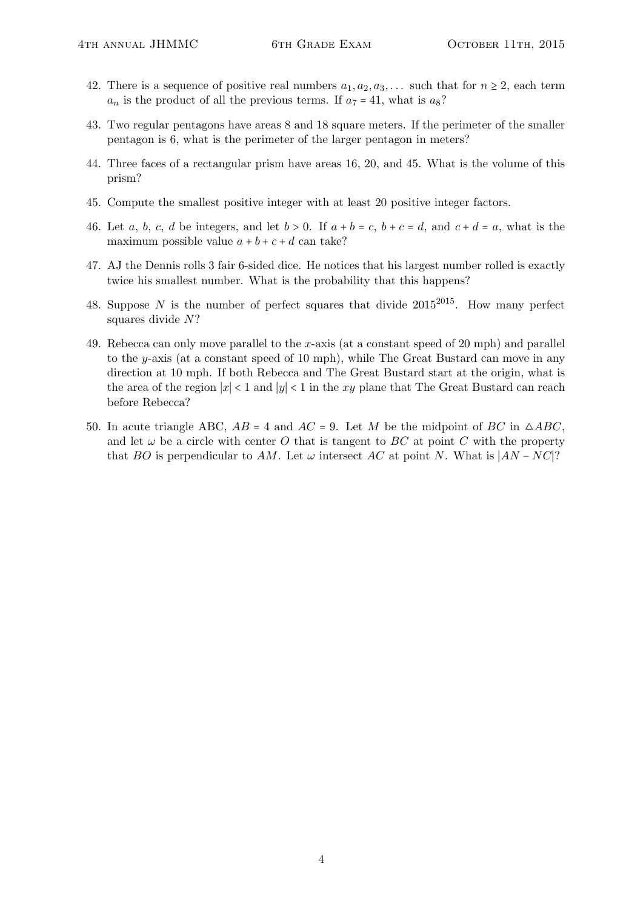42. There is a sequence of positive real numbers $a_1, a_2, a_3, \ldots$ such that for $n \geq 2$, each term $a_n$ is the product of all the previous terms. If $a_7 = 41$, what is $a_8$?

43. Two regular pentagons have areas 8 and 18 square meters. If the perimeter of the smaller pentagon is 6, what is the perimeter of the larger pentagon in meters?

44. Three faces of a rectangular prism have areas 16, 20, and 45. What is the volume of this prism?

45. Compute the smallest positive integer with at least 20 positive integer factors.

46. Let $a$, $b$, $c$, $d$ be integers, and let $b > 0$. If $a + b = c$, $b + c = d$, and $c + d = a$, what is the maximum possible value $a + b + c + d$ can take?

47. AJ the Dennis rolls 3 fair 6-sided dice. He notices that his largest number rolled is exactly twice his smallest number. What is the probability that this happens?

48. Suppose $N$ is the number of perfect squares that divide $2015^{2015}$. How many perfect squares divide $N$?

49. Rebecca can only move parallel to the $x$-axis (at a constant speed of 20 mph) and parallel to the $y$-axis (at a constant speed of 10 mph), while The Great Bustard can move in any direction at 10 mph. If both Rebecca and The Great Bustard start at the origin, what is the area of the region $|x| < 1$ and $|y| < 1$ in the $xy$ plane that The Great Bustard can reach before Rebecca?

50. In acute triangle ABC, $AB = 4$ and $AC = 9$. Let $M$ be the midpoint of $BC$ in $\triangle ABC$, and let $\omega$ be a circle with center $O$ that is tangent to $BC$ at point $C$ with the property that $BO$ is perpendicular to $AM$. Let $\omega$ intersect $AC$ at point $N$. What is $|AN - NC|$?